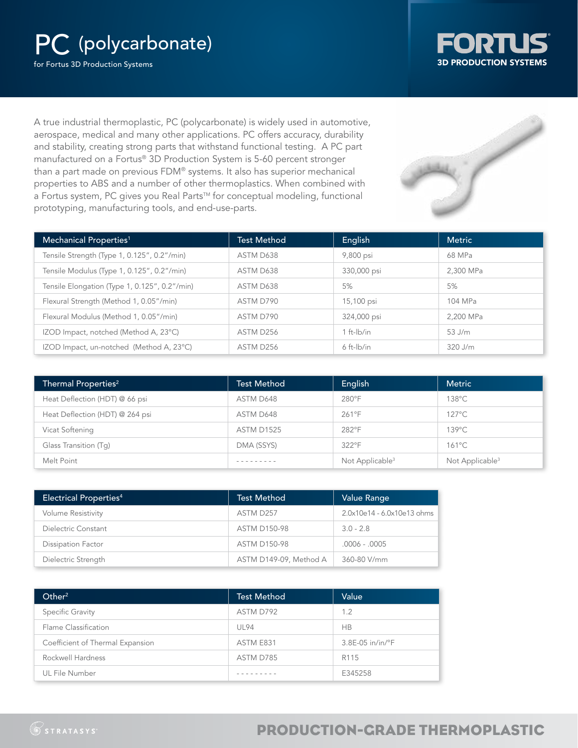# PC (polycarbonate)

for Fortus 3D Production Systems

FORTUS 3D PRODUCTION SYSTEMS

A true industrial thermoplastic, PC (polycarbonate) is widely used in automotive, aerospace, medical and many other applications. PC offers accuracy, durability and stability, creating strong parts that withstand functional testing. A PC part manufactured on a Fortus® 3D Production System is 5-60 percent stronger than a part made on previous FDM® systems. It also has superior mechanical properties to ABS and a number of other thermoplastics. When combined with a Fortus system, PC gives you Real Parts™ for conceptual modeling, functional prototyping, manufacturing tools, and end-use-parts.

| Mechanical Properties[1] | Test Method | English | Metric |
|---|---|---|---|
| Tensile Strength (Type 1, 0.125", 0.2"/min) | ASTM D638 | 9,800 psi | 68 MPa |
| Tensile Modulus (Type 1, 0.125", 0.2"/min) | ASTM D638 | 330,000 psi | 2,300 MPa |
| Tensile Elongation (Type 1, 0.125", 0.2"/min) | ASTM D638 | 5% | 5% |
| Flexural Strength (Method 1, 0.05"/min) | ASTM D790 | 15,100 psi | 104 MPa |
| Flexural Modulus (Method 1, 0.05"/min) | ASTM D790 | 324,000 psi | 2,200 MPa |
| IZOD Impact, notched (Method A, 23°C) | ASTM D256 | 1 ft-lb/in | 53 J/m |
| IZOD Impact, un-notched (Method A, 23°C) | ASTM D256 | 6 ft-lb/in | 320 J/m |

| Thermal Properties[2] | Test Method | English | Metric |
|---|---|---|---|
| Heat Deflection (HDT) @ 66 psi | ASTM D648 | 280°F | 138°C |
| Heat Deflection (HDT) @ 264 psi | ASTM D648 | 261°F | 127°C |
| Vicat Softening | ASTM D1525 | 282°F | 139°C |
| Glass Transition (Tg) | DMA (SSYS) | 322°F | 161°C |
| Melt Point | - - - - - - - - - | Not Applicable[3] | Not Applicable[3] |

| Electrical Properties[4] | Test Method | Value Range |
|---|---|---|
| Volume Resistivity | ASTM D257 | 2.0x10e14 - 6.0x10e13 ohms |
| Dielectric Constant | ASTM D150-98 | 3.0 - 2.8 |
| Dissipation Factor | ASTM D150-98 | .0006 - .0005 |
| Dielectric Strength | ASTM D149-09, Method A | 360-80 V/mm |

| Other[2] | Test Method | Value |
|---|---|---|
| Specific Gravity | ASTM D792 | 1.2 |
| Flame Classification | UL94 | HB |
| Coefficient of Thermal Expansion | ASTM E831 | 3.8E-05 in/in/°F |
| Rockwell Hardness | ASTM D785 | R115 |
| UL File Number | - - - - - - - - - | E345258 |

STRATASYS

PRODUCTION-GRADE THERMOPLASTIC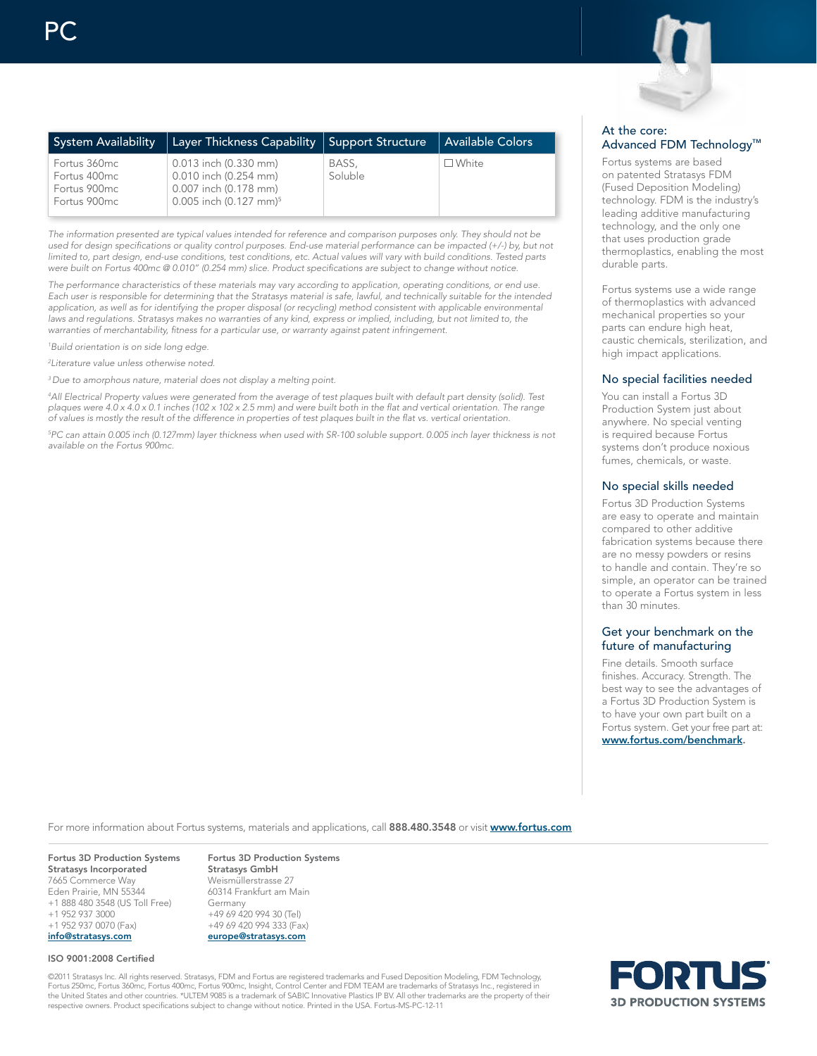# PC

| System Availability | Layer Thickness Capability | Support Structure | Available Colors |
| --- | --- | --- | --- |
| Fortus 360mc<br>Fortus 400mc<br>Fortus 900mc<br>Fortus 900mc | 0.013 inch (0.330 mm)<br>0.010 inch (0.254 mm)<br>0.007 inch (0.178 mm)<br>0.005 inch (0.127 mm)[5] | BASS,<br>Soluble | ☐ White |

*The information presented are typical values intended for reference and comparison purposes only. They should not be used for design specifications or quality control purposes. End-use material performance can be impacted (+/-) by, but not limited to, part design, end-use conditions, test conditions, etc. Actual values will vary with build conditions. Tested parts were built on Fortus 400mc @ 0.010" (0.254 mm) slice. Product specifications are subject to change without notice.*

*The performance characteristics of these materials may vary according to application, operating conditions, or end use. Each user is responsible for determining that the Stratasys material is safe, lawful, and technically suitable for the intended application, as well as for identifying the proper disposal (or recycling) method consistent with applicable environmental laws and regulations. Stratasys makes no warranties of any kind, express or implied, including, but not limited to, the warranties of merchantability, fitness for a particular use, or warranty against patent infringement.*

*[1]Build orientation is on side long edge.*

*[2]Literature value unless otherwise noted.*

*[3]Due to amorphous nature, material does not display a melting point.*

*[4]All Electrical Property values were generated from the average of test plaques built with default part density (solid). Test plaques were 4.0 x 4.0 x 0.1 inches (102 x 102 x 2.5 mm) and were built both in the flat and vertical orientation. The range of values is mostly the result of the difference in properties of test plaques built in the flat vs. vertical orientation.*

*[5]PC can attain 0.005 inch (0.127mm) layer thickness when used with SR-100 soluble support. 0.005 inch layer thickness is not available on the Fortus 900mc.*

## At the core: Advanced FDM Technology™

Fortus systems are based on patented Stratasys FDM (Fused Deposition Modeling) technology. FDM is the industry's leading additive manufacturing technology, and the only one that uses production grade thermoplastics, enabling the most durable parts.

Fortus systems use a wide range of thermoplastics with advanced mechanical properties so your parts can endure high heat, caustic chemicals, sterilization, and high impact applications.

## No special facilities needed

You can install a Fortus 3D Production System just about anywhere. No special venting is required because Fortus systems don't produce noxious fumes, chemicals, or waste.

## No special skills needed

Fortus 3D Production Systems are easy to operate and maintain compared to other additive fabrication systems because there are no messy powders or resins to handle and contain. They're so simple, an operator can be trained to operate a Fortus system in less than 30 minutes.

## Get your benchmark on the future of manufacturing

Fine details. Smooth surface finishes. Accuracy. Strength. The best way to see the advantages of a Fortus 3D Production System is to have your own part built on a Fortus system. Get your free part at: **www.fortus.com/benchmark.**

For more information about Fortus systems, materials and applications, call **888.480.3548** or visit **www.fortus.com**

**Fortus 3D Production Systems**
**Stratasys Incorporated**
7665 Commerce Way
Eden Prairie, MN 55344
+1 888 480 3548 (US Toll Free)
+1 952 937 3000
+1 952 937 0070 (Fax)
**info@stratasys.com**

**Fortus 3D Production Systems**
**Stratasys GmbH**
Weismüllerstrasse 27
60314 Frankfurt am Main
Germany
+49 69 420 994 30 (Tel)
+49 69 420 994 333 (Fax)
**europe@stratasys.com**

**ISO 9001:2008 Certified**

©2011 Stratasys Inc. All rights reserved. Stratasys, FDM and Fortus are registered trademarks and Fused Deposition Modeling, FDM Technology, Fortus 250mc, Fortus 360mc, Fortus 400mc, Fortus 900mc, Insight, Control Center and FDM TEAM are trademarks of Stratasys Inc., registered in the United States and other countries. *ULTEM 9085 is a trademark of SABIC Innovative Plastics IP BV. All other trademarks are the property of their respective owners. Product specifications subject to change without notice. Printed in the USA. Fortus-MS-PC-12-11

**FORTUS**
**3D PRODUCTION SYSTEMS**